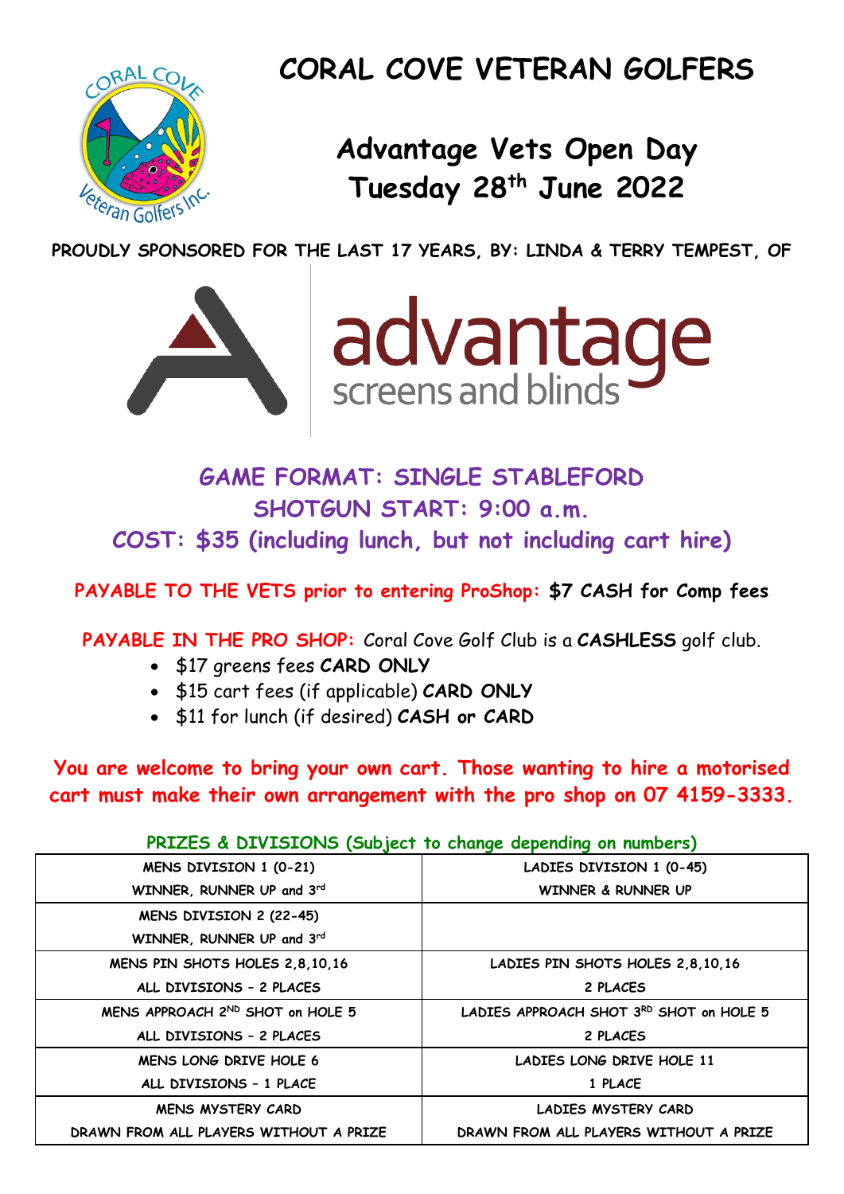# CORAL COVE VETERAN GOLFERS

## Advantage Vets Open Day
## Tuesday 28th June 2022

**PROUDLY SPONSORED FOR THE LAST 17 YEARS, BY: LINDA & TERRY TEMPEST, OF**

advantage
screens and blinds

**GAME FORMAT: SINGLE STABLEFORD**

**SHOTGUN START: 9:00 a.m.**

**COST: $35 (including lunch, but not including cart hire)**

**PAYABLE TO THE VETS prior to entering ProShop: $7 CASH for Comp fees**

**PAYABLE IN THE PRO SHOP:** Coral Cove Golf Club is a **CASHLESS** golf club.

- $17 greens fees **CARD ONLY**
- $15 cart fees (if applicable) **CARD ONLY**
- $11 for lunch (if desired) **CASH or CARD**

**You are welcome to bring your own cart. Those wanting to hire a motorised cart must make their own arrangement with the pro shop on 07 4159-3333.**

**PRIZES & DIVISIONS (Subject to change depending on numbers)**

| MENS | LADIES |
|---|---|
| MENS DIVISION 1 (0-21)<br>WINNER, RUNNER UP and 3rd | LADIES DIVISION 1 (0-45)<br>WINNER & RUNNER UP |
| MENS DIVISION 2 (22-45)<br>WINNER, RUNNER UP and 3rd | |
| MENS PIN SHOTS HOLES 2,8,10,16<br>ALL DIVISIONS - 2 PLACES | LADIES PIN SHOTS HOLES 2,8,10,16<br>2 PLACES |
| MENS APPROACH 2ND SHOT on HOLE 5<br>ALL DIVISIONS - 2 PLACES | LADIES APPROACH SHOT 3RD SHOT on HOLE 5<br>2 PLACES |
| MENS LONG DRIVE HOLE 6<br>ALL DIVISIONS - 1 PLACE | LADIES LONG DRIVE HOLE 11<br>1 PLACE |
| MENS MYSTERY CARD<br>DRAWN FROM ALL PLAYERS WITHOUT A PRIZE | LADIES MYSTERY CARD<br>DRAWN FROM ALL PLAYERS WITHOUT A PRIZE |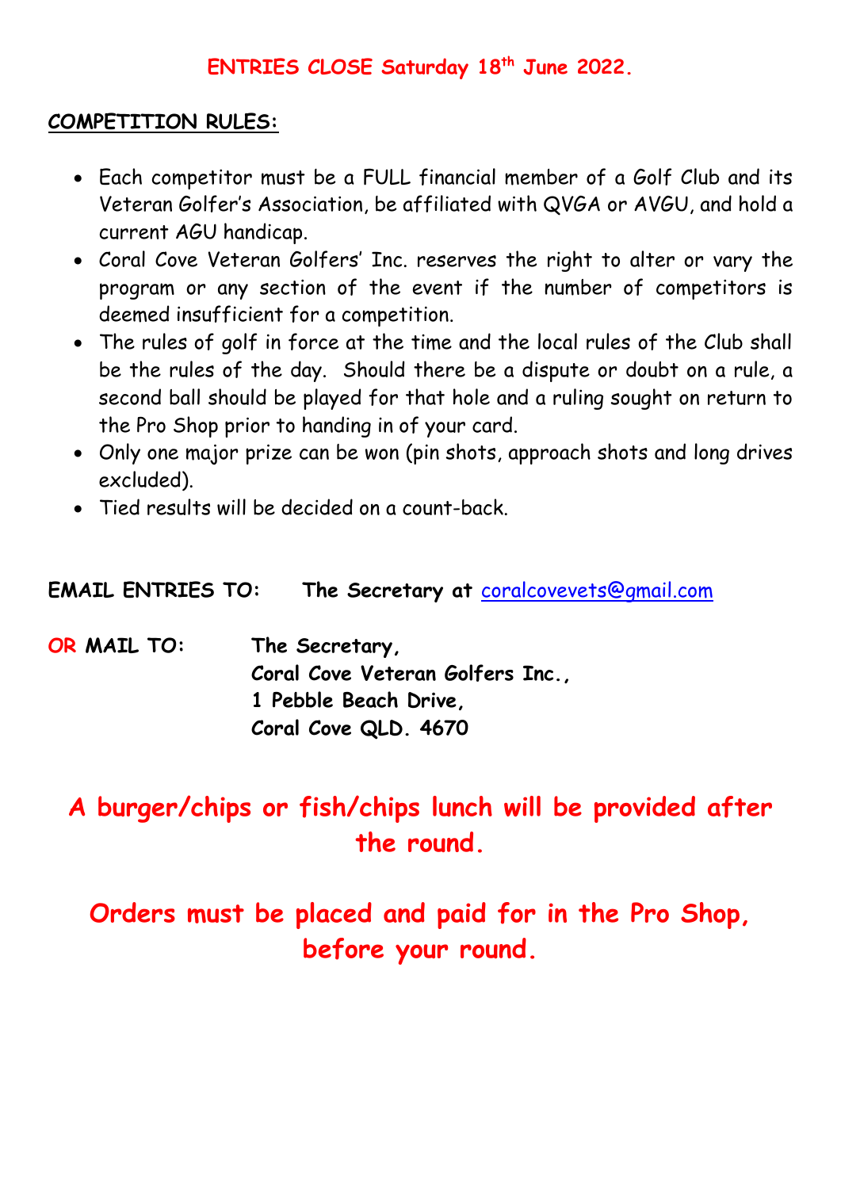**ENTRIES CLOSE Saturday 18th June 2022.**

**COMPETITION RULES:**

- Each competitor must be a FULL financial member of a Golf Club and its Veteran Golfer's Association, be affiliated with QVGA or AVGU, and hold a current AGU handicap.
- Coral Cove Veteran Golfers' Inc. reserves the right to alter or vary the program or any section of the event if the number of competitors is deemed insufficient for a competition.
- The rules of golf in force at the time and the local rules of the Club shall be the rules of the day. Should there be a dispute or doubt on a rule, a second ball should be played for that hole and a ruling sought on return to the Pro Shop prior to handing in of your card.
- Only one major prize can be won (pin shots, approach shots and long drives excluded).
- Tied results will be decided on a count-back.

**EMAIL ENTRIES TO:** **The Secretary at** coralcovevets@gmail.com

**OR MAIL TO:**
**The Secretary,**
**Coral Cove Veteran Golfers Inc.,**
**1 Pebble Beach Drive,**
**Coral Cove QLD. 4670**

**A burger/chips or fish/chips lunch will be provided after the round.**

**Orders must be placed and paid for in the Pro Shop, before your round.**